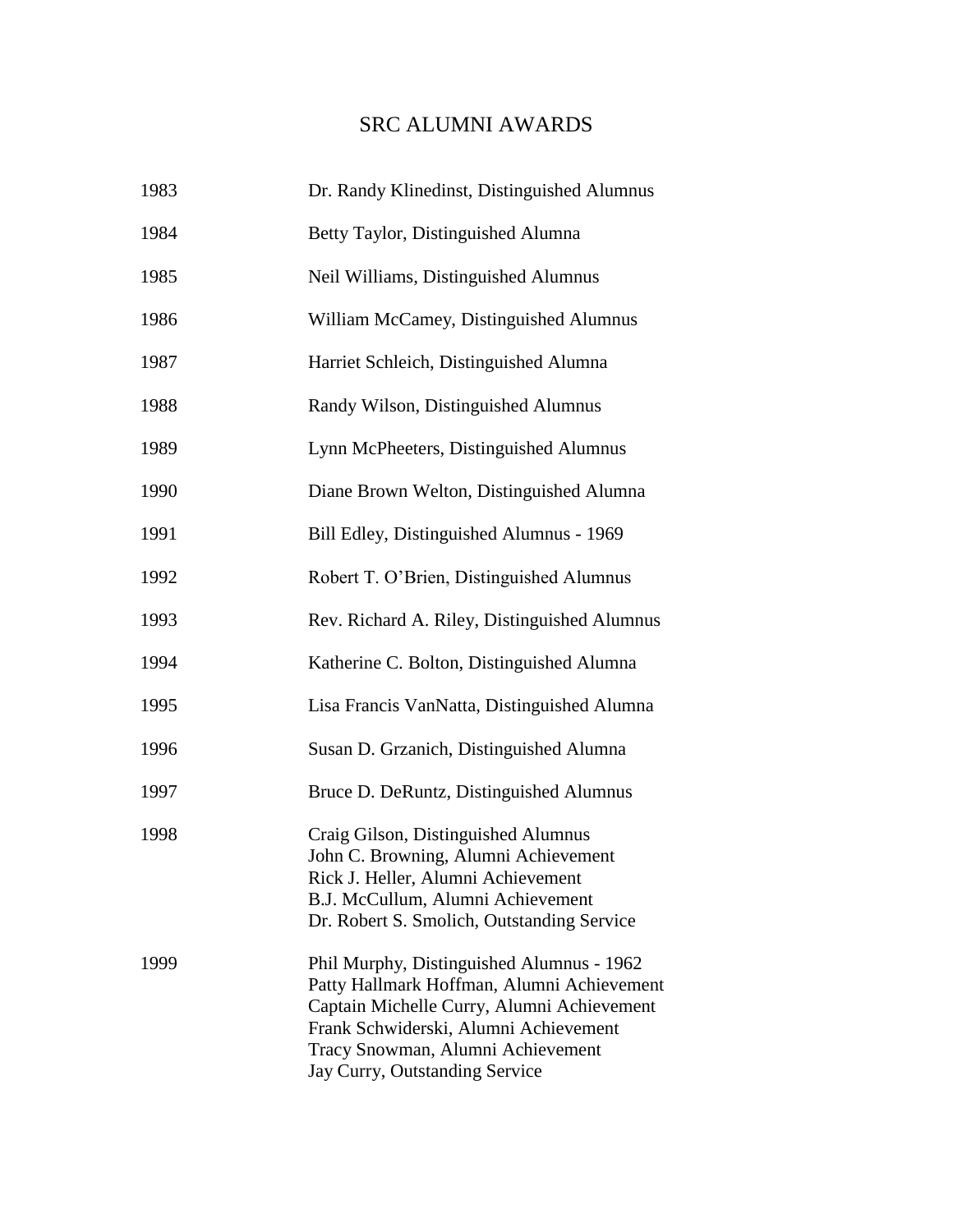# SRC ALUMNI AWARDS

| | |
|---|---|
| 1983 | Dr. Randy Klinedinst, Distinguished Alumnus |
| 1984 | Betty Taylor, Distinguished Alumna |
| 1985 | Neil Williams, Distinguished Alumnus |
| 1986 | William McCamey, Distinguished Alumnus |
| 1987 | Harriet Schleich, Distinguished Alumna |
| 1988 | Randy Wilson, Distinguished Alumnus |
| 1989 | Lynn McPheeters, Distinguished Alumnus |
| 1990 | Diane Brown Welton, Distinguished Alumna |
| 1991 | Bill Edley, Distinguished Alumnus - 1969 |
| 1992 | Robert T. O'Brien, Distinguished Alumnus |
| 1993 | Rev. Richard A. Riley, Distinguished Alumnus |
| 1994 | Katherine C. Bolton, Distinguished Alumna |
| 1995 | Lisa Francis VanNatta, Distinguished Alumna |
| 1996 | Susan D. Grzanich, Distinguished Alumna |
| 1997 | Bruce D. DeRuntz, Distinguished Alumnus |
| 1998 | Craig Gilson, Distinguished Alumnus<br>John C. Browning, Alumni Achievement<br>Rick J. Heller, Alumni Achievement<br>B.J. McCullum, Alumni Achievement<br>Dr. Robert S. Smolich, Outstanding Service |
| 1999 | Phil Murphy, Distinguished Alumnus - 1962<br>Patty Hallmark Hoffman, Alumni Achievement<br>Captain Michelle Curry, Alumni Achievement<br>Frank Schwiderski, Alumni Achievement<br>Tracy Snowman, Alumni Achievement<br>Jay Curry, Outstanding Service |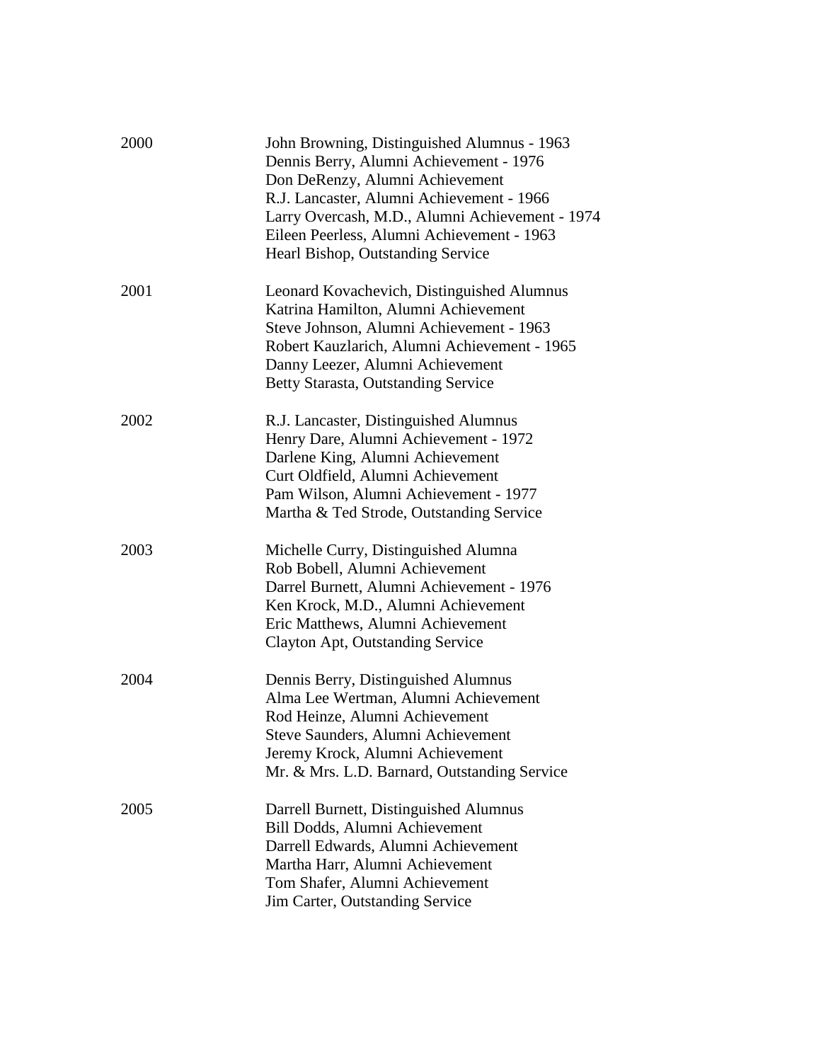2000

John Browning, Distinguished Alumnus - 1963
Dennis Berry, Alumni Achievement - 1976
Don DeRenzy, Alumni Achievement
R.J. Lancaster, Alumni Achievement - 1966
Larry Overcash, M.D., Alumni Achievement - 1974
Eileen Peerless, Alumni Achievement - 1963
Hearl Bishop, Outstanding Service

2001

Leonard Kovachevich, Distinguished Alumnus
Katrina Hamilton, Alumni Achievement
Steve Johnson, Alumni Achievement - 1963
Robert Kauzlarich, Alumni Achievement - 1965
Danny Leezer, Alumni Achievement
Betty Starasta, Outstanding Service

2002

R.J. Lancaster, Distinguished Alumnus
Henry Dare, Alumni Achievement - 1972
Darlene King, Alumni Achievement
Curt Oldfield, Alumni Achievement
Pam Wilson, Alumni Achievement - 1977
Martha & Ted Strode, Outstanding Service

2003

Michelle Curry, Distinguished Alumna
Rob Bobell, Alumni Achievement
Darrel Burnett, Alumni Achievement - 1976
Ken Krock, M.D., Alumni Achievement
Eric Matthews, Alumni Achievement
Clayton Apt, Outstanding Service

2004

Dennis Berry, Distinguished Alumnus
Alma Lee Wertman, Alumni Achievement
Rod Heinze, Alumni Achievement
Steve Saunders, Alumni Achievement
Jeremy Krock, Alumni Achievement
Mr. & Mrs. L.D. Barnard, Outstanding Service

2005

Darrell Burnett, Distinguished Alumnus
Bill Dodds, Alumni Achievement
Darrell Edwards, Alumni Achievement
Martha Harr, Alumni Achievement
Tom Shafer, Alumni Achievement
Jim Carter, Outstanding Service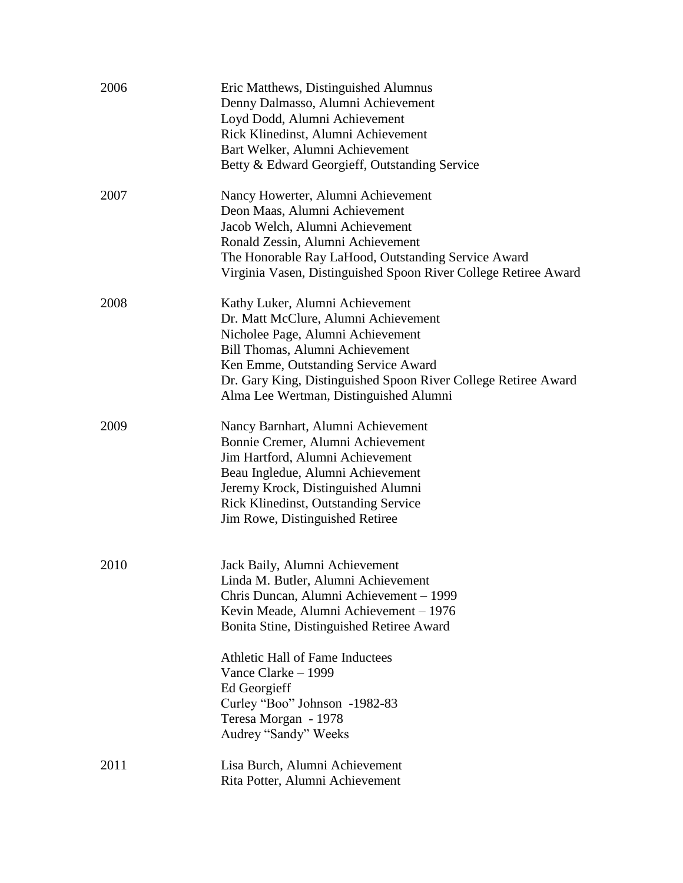2006

Eric Matthews, Distinguished Alumnus
Denny Dalmasso, Alumni Achievement
Loyd Dodd, Alumni Achievement
Rick Klinedinst, Alumni Achievement
Bart Welker, Alumni Achievement
Betty & Edward Georgieff, Outstanding Service

2007

Nancy Howerter, Alumni Achievement
Deon Maas, Alumni Achievement
Jacob Welch, Alumni Achievement
Ronald Zessin, Alumni Achievement
The Honorable Ray LaHood, Outstanding Service Award
Virginia Vasen, Distinguished Spoon River College Retiree Award

2008

Kathy Luker, Alumni Achievement
Dr. Matt McClure, Alumni Achievement
Nicholee Page, Alumni Achievement
Bill Thomas, Alumni Achievement
Ken Emme, Outstanding Service Award
Dr. Gary King, Distinguished Spoon River College Retiree Award
Alma Lee Wertman, Distinguished Alumni

2009

Nancy Barnhart, Alumni Achievement
Bonnie Cremer, Alumni Achievement
Jim Hartford, Alumni Achievement
Beau Ingledue, Alumni Achievement
Jeremy Krock, Distinguished Alumni
Rick Klinedinst, Outstanding Service
Jim Rowe, Distinguished Retiree

2010

Jack Baily, Alumni Achievement
Linda M. Butler, Alumni Achievement
Chris Duncan, Alumni Achievement – 1999
Kevin Meade, Alumni Achievement – 1976
Bonita Stine, Distinguished Retiree Award

Athletic Hall of Fame Inductees
Vance Clarke – 1999
Ed Georgieff
Curley "Boo" Johnson -1982-83
Teresa Morgan - 1978
Audrey "Sandy" Weeks

2011

Lisa Burch, Alumni Achievement
Rita Potter, Alumni Achievement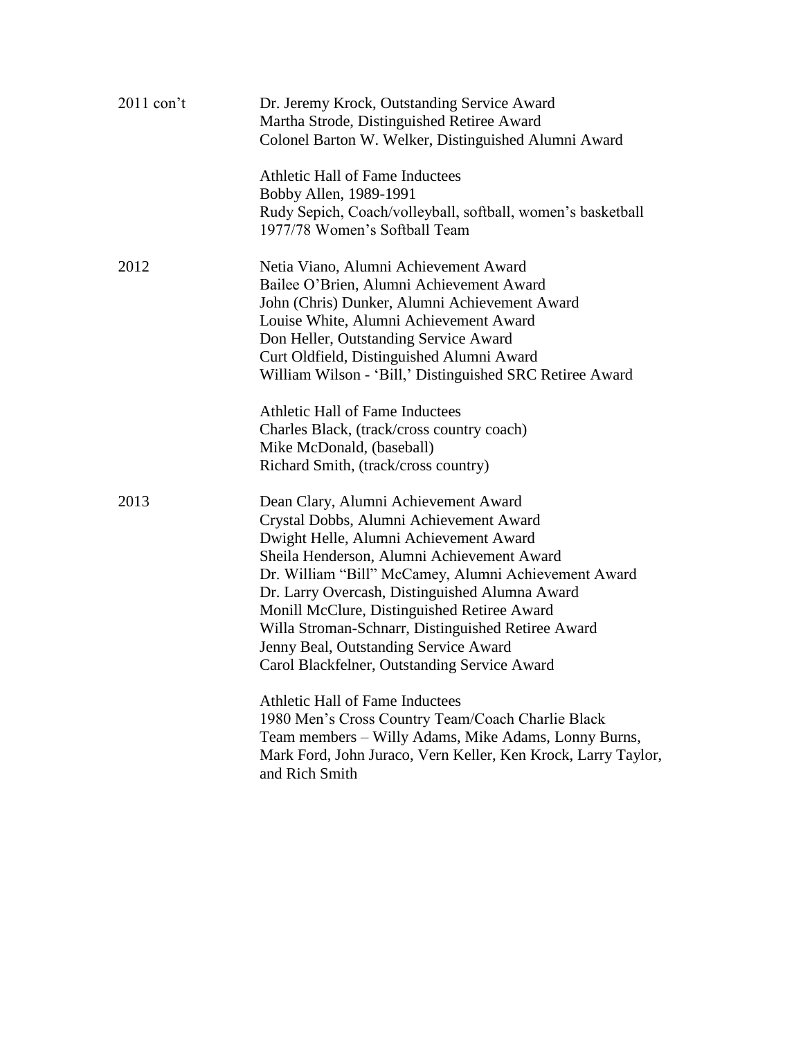2011 con't

Dr. Jeremy Krock, Outstanding Service Award
Martha Strode, Distinguished Retiree Award
Colonel Barton W. Welker, Distinguished Alumni Award

Athletic Hall of Fame Inductees
Bobby Allen, 1989-1991
Rudy Sepich, Coach/volleyball, softball, women's basketball
1977/78 Women's Softball Team

2012

Netia Viano, Alumni Achievement Award
Bailee O'Brien, Alumni Achievement Award
John (Chris) Dunker, Alumni Achievement Award
Louise White, Alumni Achievement Award
Don Heller, Outstanding Service Award
Curt Oldfield, Distinguished Alumni Award
William Wilson - 'Bill,' Distinguished SRC Retiree Award

Athletic Hall of Fame Inductees
Charles Black, (track/cross country coach)
Mike McDonald, (baseball)
Richard Smith, (track/cross country)

2013

Dean Clary, Alumni Achievement Award
Crystal Dobbs, Alumni Achievement Award
Dwight Helle, Alumni Achievement Award
Sheila Henderson, Alumni Achievement Award
Dr. William "Bill" McCamey, Alumni Achievement Award
Dr. Larry Overcash, Distinguished Alumna Award
Monill McClure, Distinguished Retiree Award
Willa Stroman-Schnarr, Distinguished Retiree Award
Jenny Beal, Outstanding Service Award
Carol Blackfelner, Outstanding Service Award

Athletic Hall of Fame Inductees
1980 Men's Cross Country Team/Coach Charlie Black
Team members – Willy Adams, Mike Adams, Lonny Burns, Mark Ford, John Juraco, Vern Keller, Ken Krock, Larry Taylor, and Rich Smith